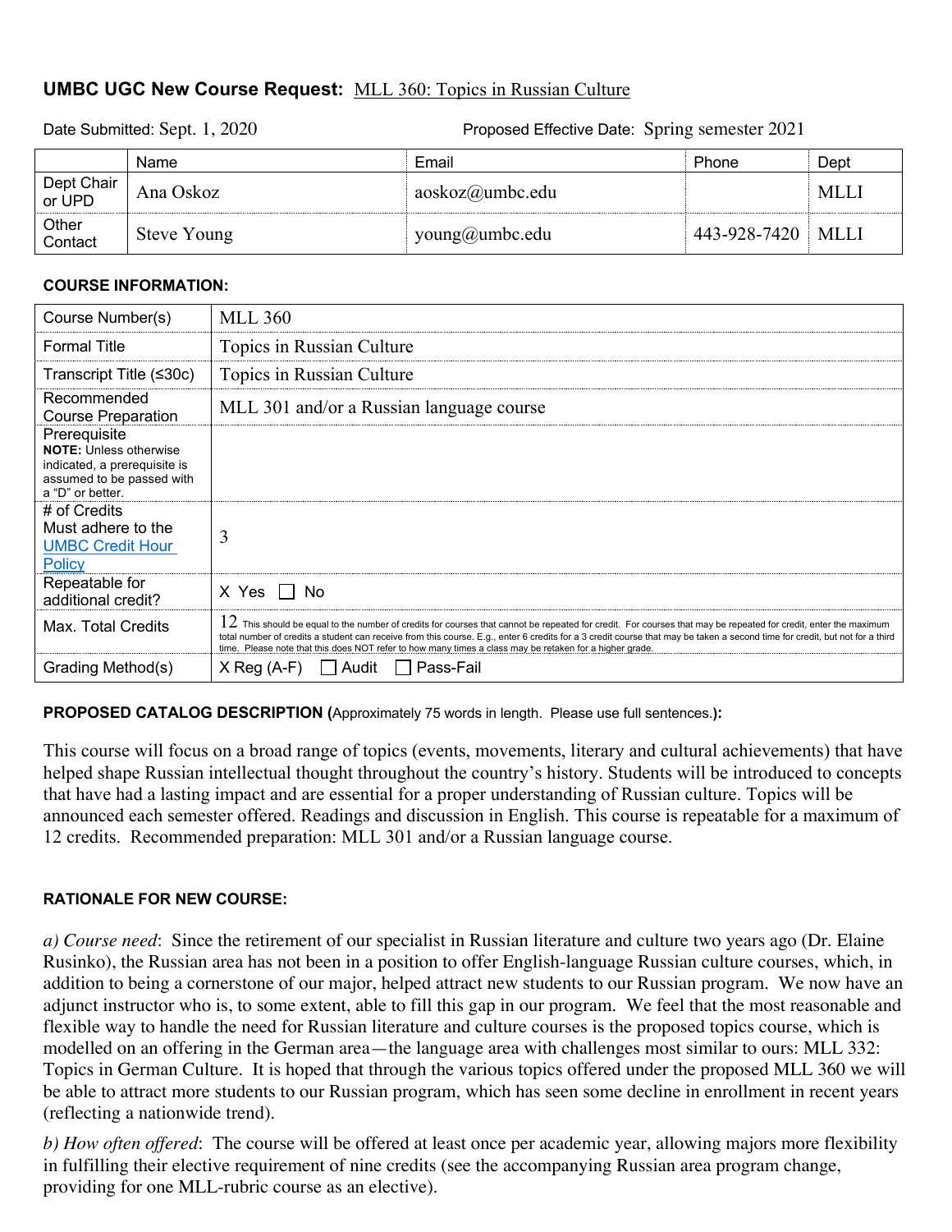## UMBC UGC New Course Request: MLL 360: Topics in Russian Culture

Date Submitted: Sept. 1, 2020 Proposed Effective Date: Spring semester 2021

| | Name | Email | Phone | Dept |
|---|---|---|---|---|
| Dept Chair or UPD | Ana Oskoz | aoskoz@umbc.edu | | MLLI |
| Other Contact | Steve Young | young@umbc.edu | 443-928-7420 | MLLI |

**COURSE INFORMATION:**

| | |
|---|---|
| Course Number(s) | MLL 360 |
| Formal Title | Topics in Russian Culture |
| Transcript Title (≤30c) | Topics in Russian Culture |
| Recommended Course Preparation | MLL 301 and/or a Russian language course |
| Prerequisite **NOTE:** Unless otherwise indicated, a prerequisite is assumed to be passed with a "D" or better. | |
| # of Credits Must adhere to the UMBC Credit Hour Policy | 3 |
| Repeatable for additional credit? | X Yes ☐ No |
| Max. Total Credits | 12 This should be equal to the number of credits for courses that cannot be repeated for credit. For courses that may be repeated for credit, enter the maximum total number of credits a student can receive from this course. E.g., enter 6 credits for a 3 credit course that may be taken a second time for credit, but not for a third time. Please note that this does NOT refer to how many times a class may be retaken for a higher grade. |
| Grading Method(s) | X Reg (A-F) ☐ Audit ☐ Pass-Fail |

**PROPOSED CATALOG DESCRIPTION (**Approximately 75 words in length. Please use full sentences.**):**

This course will focus on a broad range of topics (events, movements, literary and cultural achievements) that have helped shape Russian intellectual thought throughout the country's history. Students will be introduced to concepts that have had a lasting impact and are essential for a proper understanding of Russian culture. Topics will be announced each semester offered. Readings and discussion in English. This course is repeatable for a maximum of 12 credits. Recommended preparation: MLL 301 and/or a Russian language course.

**RATIONALE FOR NEW COURSE:**

*a) Course need*: Since the retirement of our specialist in Russian literature and culture two years ago (Dr. Elaine Rusinko), the Russian area has not been in a position to offer English-language Russian culture courses, which, in addition to being a cornerstone of our major, helped attract new students to our Russian program. We now have an adjunct instructor who is, to some extent, able to fill this gap in our program. We feel that the most reasonable and flexible way to handle the need for Russian literature and culture courses is the proposed topics course, which is modelled on an offering in the German area—the language area with challenges most similar to ours: MLL 332: Topics in German Culture. It is hoped that through the various topics offered under the proposed MLL 360 we will be able to attract more students to our Russian program, which has seen some decline in enrollment in recent years (reflecting a nationwide trend).

*b) How often offered*: The course will be offered at least once per academic year, allowing majors more flexibility in fulfilling their elective requirement of nine credits (see the accompanying Russian area program change, providing for one MLL-rubric course as an elective).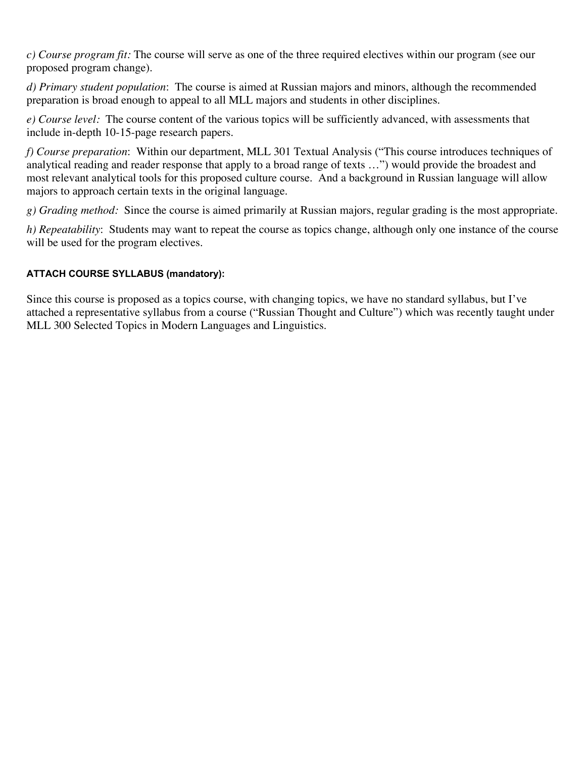*c) Course program fit:* The course will serve as one of the three required electives within our program (see our proposed program change).

*d) Primary student population*: The course is aimed at Russian majors and minors, although the recommended preparation is broad enough to appeal to all MLL majors and students in other disciplines.

*e) Course level:* The course content of the various topics will be sufficiently advanced, with assessments that include in-depth 10-15-page research papers.

*f) Course preparation*: Within our department, MLL 301 Textual Analysis ("This course introduces techniques of analytical reading and reader response that apply to a broad range of texts …") would provide the broadest and most relevant analytical tools for this proposed culture course. And a background in Russian language will allow majors to approach certain texts in the original language.

*g) Grading method:* Since the course is aimed primarily at Russian majors, regular grading is the most appropriate.

*h) Repeatability*: Students may want to repeat the course as topics change, although only one instance of the course will be used for the program electives.

**ATTACH COURSE SYLLABUS (mandatory):**

Since this course is proposed as a topics course, with changing topics, we have no standard syllabus, but I've attached a representative syllabus from a course ("Russian Thought and Culture") which was recently taught under MLL 300 Selected Topics in Modern Languages and Linguistics.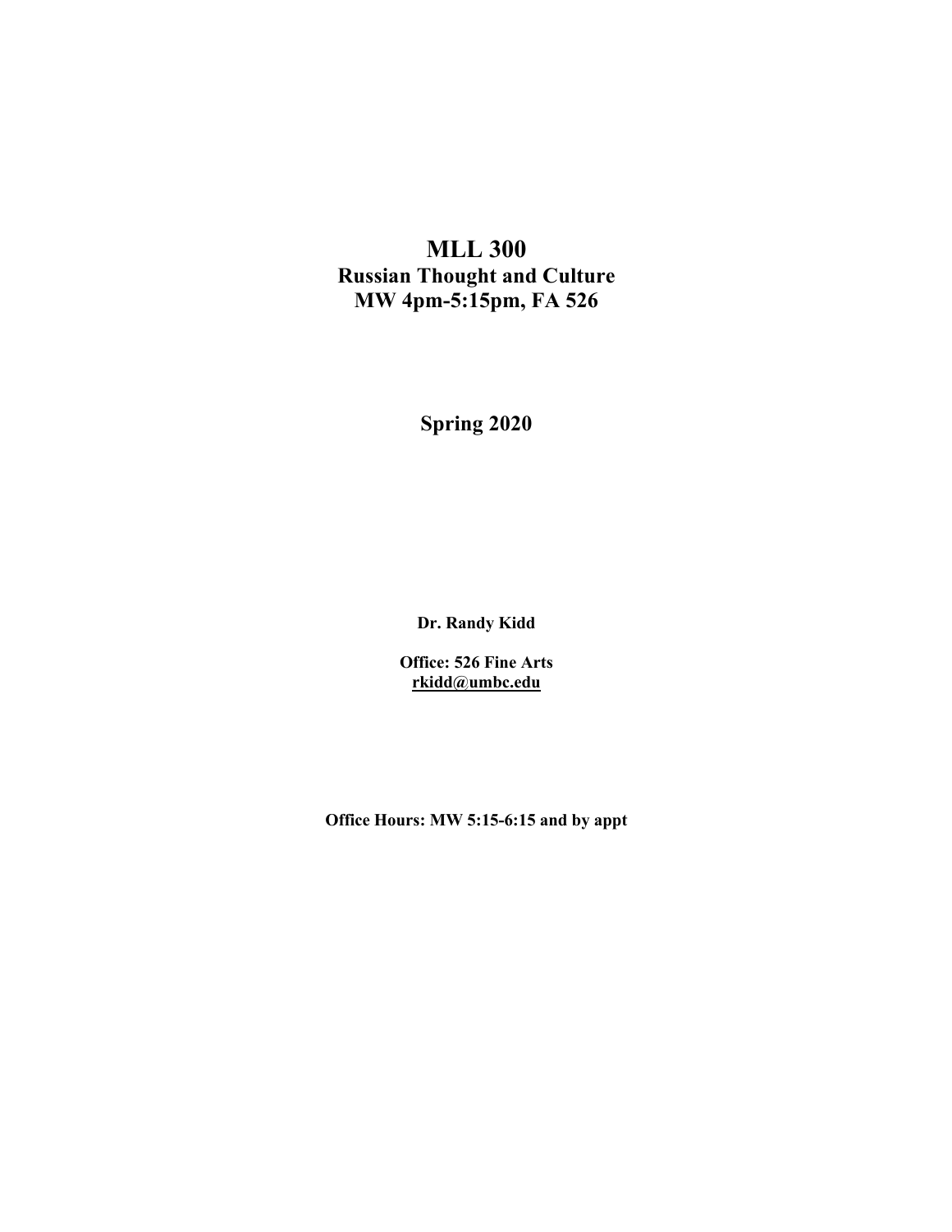# MLL 300

## Russian Thought and Culture

## MW 4pm-5:15pm, FA 526

## Spring 2020

**Dr. Randy Kidd**

**Office: 526 Fine Arts**
**rkidd@umbc.edu**

**Office Hours: MW 5:15-6:15 and by appt**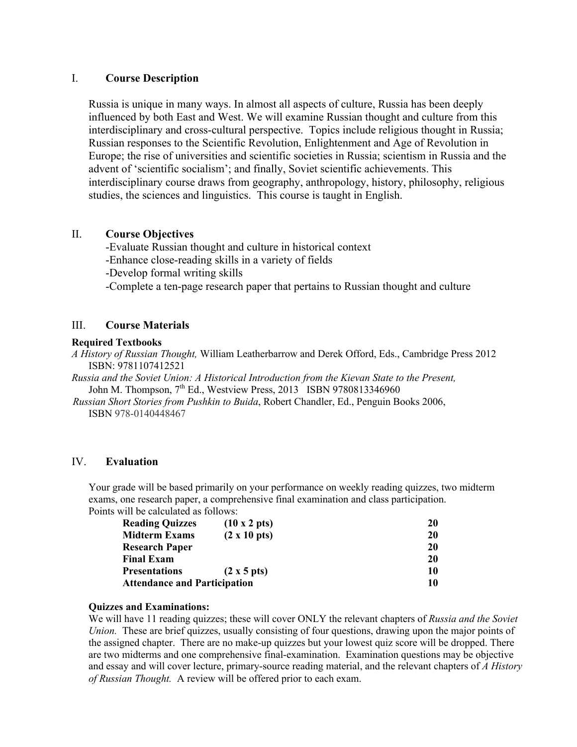## I. Course Description

Russia is unique in many ways. In almost all aspects of culture, Russia has been deeply influenced by both East and West. We will examine Russian thought and culture from this interdisciplinary and cross-cultural perspective. Topics include religious thought in Russia; Russian responses to the Scientific Revolution, Enlightenment and Age of Revolution in Europe; the rise of universities and scientific societies in Russia; scientism in Russia and the advent of 'scientific socialism'; and finally, Soviet scientific achievements. This interdisciplinary course draws from geography, anthropology, history, philosophy, religious studies, the sciences and linguistics. This course is taught in English.

## II. Course Objectives

-Evaluate Russian thought and culture in historical context
-Enhance close-reading skills in a variety of fields
-Develop formal writing skills
-Complete a ten-page research paper that pertains to Russian thought and culture

## III. Course Materials

**Required Textbooks**

*A History of Russian Thought,* William Leatherbarrow and Derek Offord, Eds., Cambridge Press 2012 ISBN: 9781107412521

*Russia and the Soviet Union: A Historical Introduction from the Kievan State to the Present,* John M. Thompson, 7th Ed., Westview Press, 2013 ISBN 9780813346960

*Russian Short Stories from Pushkin to Buida*, Robert Chandler, Ed., Penguin Books 2006, ISBN 978-0140448467

## IV. Evaluation

Your grade will be based primarily on your performance on weekly reading quizzes, two midterm exams, one research paper, a comprehensive final examination and class participation. Points will be calculated as follows:

| | | |
|---|---|---|
| **Reading Quizzes** | **(10 x 2 pts)** | **20** |
| **Midterm Exams** | **(2 x 10 pts)** | **20** |
| **Research Paper** | | **20** |
| **Final Exam** | | **20** |
| **Presentations** | **(2 x 5 pts)** | **10** |
| **Attendance and Participation** | | **10** |

**Quizzes and Examinations:**

We will have 11 reading quizzes; these will cover ONLY the relevant chapters of *Russia and the Soviet Union.* These are brief quizzes, usually consisting of four questions, drawing upon the major points of the assigned chapter. There are no make-up quizzes but your lowest quiz score will be dropped. There are two midterms and one comprehensive final-examination. Examination questions may be objective and essay and will cover lecture, primary-source reading material, and the relevant chapters of *A History of Russian Thought.* A review will be offered prior to each exam.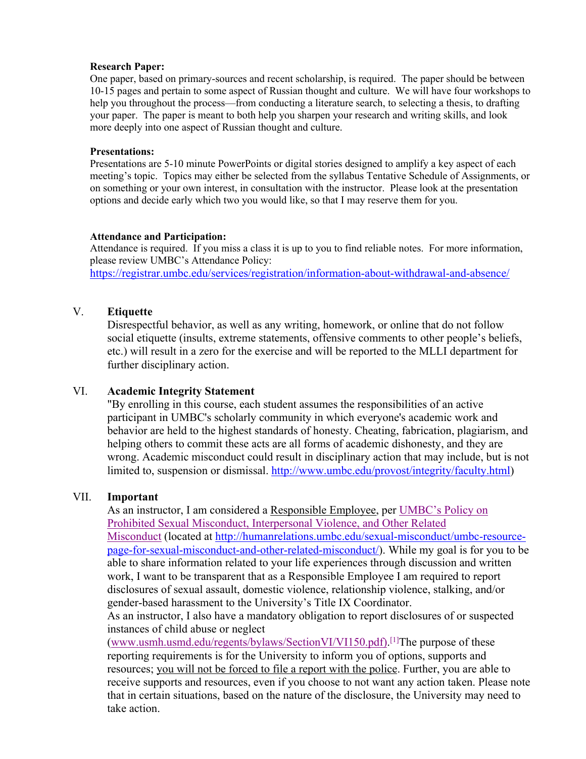**Research Paper:**

One paper, based on primary-sources and recent scholarship, is required. The paper should be between 10-15 pages and pertain to some aspect of Russian thought and culture. We will have four workshops to help you throughout the process—from conducting a literature search, to selecting a thesis, to drafting your paper. The paper is meant to both help you sharpen your research and writing skills, and look more deeply into one aspect of Russian thought and culture.

**Presentations:**

Presentations are 5-10 minute PowerPoints or digital stories designed to amplify a key aspect of each meeting's topic. Topics may either be selected from the syllabus Tentative Schedule of Assignments, or on something or your own interest, in consultation with the instructor. Please look at the presentation options and decide early which two you would like, so that I may reserve them for you.

**Attendance and Participation:**

Attendance is required. If you miss a class it is up to you to find reliable notes. For more information, please review UMBC's Attendance Policy: [https://registrar.umbc.edu/services/registration/information-about-withdrawal-and-absence/](https://registrar.umbc.edu/services/registration/information-about-withdrawal-and-absence/)

## V. Etiquette

Disrespectful behavior, as well as any writing, homework, or online that do not follow social etiquette (insults, extreme statements, offensive comments to other people's beliefs, etc.) will result in a zero for the exercise and will be reported to the MLLI department for further disciplinary action.

## VI. Academic Integrity Statement

"By enrolling in this course, each student assumes the responsibilities of an active participant in UMBC's scholarly community in which everyone's academic work and behavior are held to the highest standards of honesty. Cheating, fabrication, plagiarism, and helping others to commit these acts are all forms of academic dishonesty, and they are wrong. Academic misconduct could result in disciplinary action that may include, but is not limited to, suspension or dismissal. [http://www.umbc.edu/provost/integrity/faculty.html](http://www.umbc.edu/provost/integrity/faculty.html))

## VII. Important

As an instructor, I am considered a Responsible Employee, per UMBC's Policy on Prohibited Sexual Misconduct, Interpersonal Violence, and Other Related Misconduct (located at [http://humanrelations.umbc.edu/sexual-misconduct/umbc-resource-page-for-sexual-misconduct-and-other-related-misconduct/](http://humanrelations.umbc.edu/sexual-misconduct/umbc-resource-page-for-sexual-misconduct-and-other-related-misconduct/)). While my goal is for you to be able to share information related to your life experiences through discussion and written work, I want to be transparent that as a Responsible Employee I am required to report disclosures of sexual assault, domestic violence, relationship violence, stalking, and/or gender-based harassment to the University's Title IX Coordinator.

As an instructor, I also have a mandatory obligation to report disclosures of or suspected instances of child abuse or neglect (www.usmh.usmd.edu/regents/bylaws/SectionVI/VI150.pdf).[1] The purpose of these reporting requirements is for the University to inform you of options, supports and resources; you will not be forced to file a report with the police. Further, you are able to receive supports and resources, even if you choose to not want any action taken. Please note that in certain situations, based on the nature of the disclosure, the University may need to take action.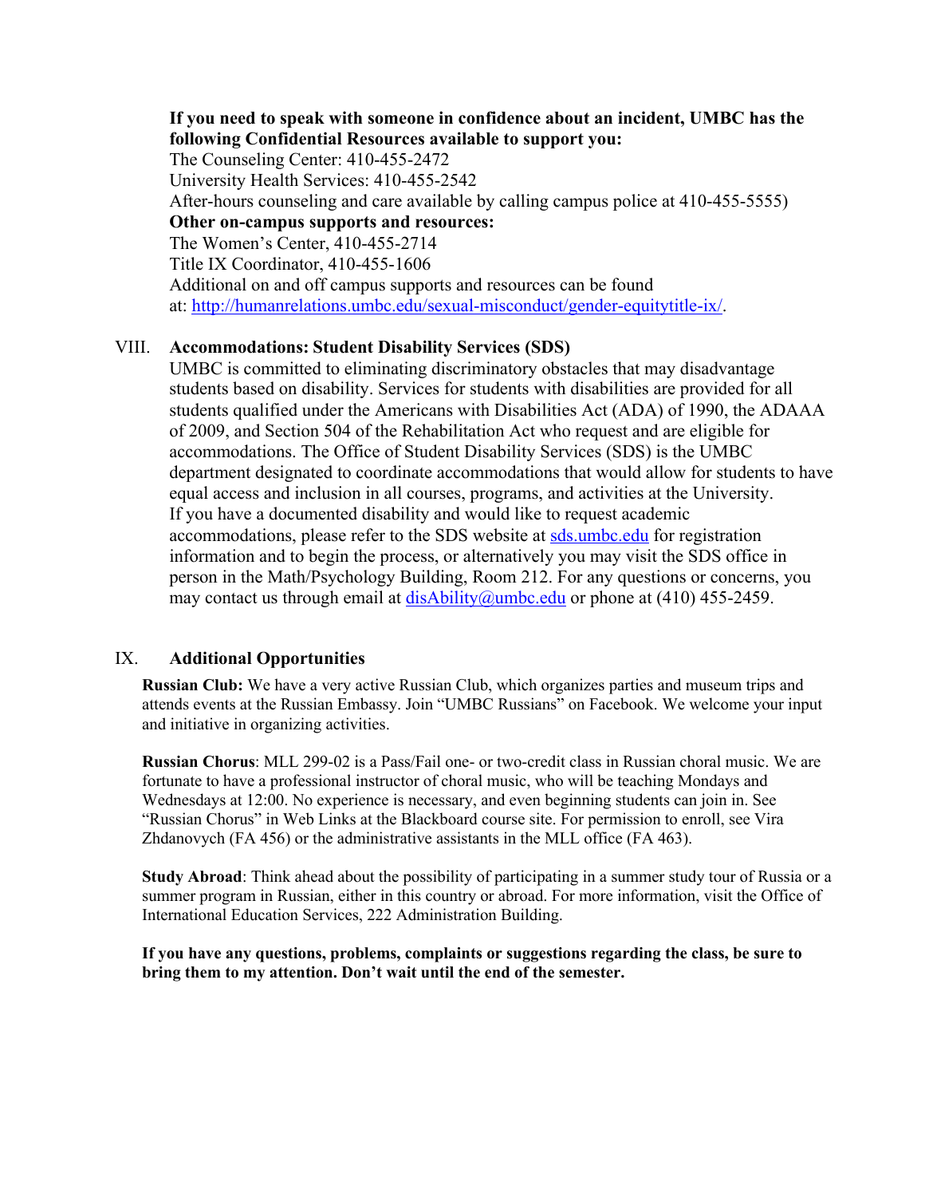**If you need to speak with someone in confidence about an incident, UMBC has the following Confidential Resources available to support you:**

The Counseling Center: 410-455-2472
University Health Services: 410-455-2542
After-hours counseling and care available by calling campus police at 410-455-5555)

**Other on-campus supports and resources:**

The Women's Center, 410-455-2714
Title IX Coordinator, 410-455-1606
Additional on and off campus supports and resources can be found at: http://humanrelations.umbc.edu/sexual-misconduct/gender-equitytitle-ix/.

## VIII. Accommodations: Student Disability Services (SDS)

UMBC is committed to eliminating discriminatory obstacles that may disadvantage students based on disability. Services for students with disabilities are provided for all students qualified under the Americans with Disabilities Act (ADA) of 1990, the ADAAA of 2009, and Section 504 of the Rehabilitation Act who request and are eligible for accommodations. The Office of Student Disability Services (SDS) is the UMBC department designated to coordinate accommodations that would allow for students to have equal access and inclusion in all courses, programs, and activities at the University. If you have a documented disability and would like to request academic accommodations, please refer to the SDS website at sds.umbc.edu for registration information and to begin the process, or alternatively you may visit the SDS office in person in the Math/Psychology Building, Room 212. For any questions or concerns, you may contact us through email at disAbility@umbc.edu or phone at (410) 455-2459.

## IX. Additional Opportunities

**Russian Club:** We have a very active Russian Club, which organizes parties and museum trips and attends events at the Russian Embassy. Join "UMBC Russians" on Facebook. We welcome your input and initiative in organizing activities.

**Russian Chorus**: MLL 299-02 is a Pass/Fail one- or two-credit class in Russian choral music. We are fortunate to have a professional instructor of choral music, who will be teaching Mondays and Wednesdays at 12:00. No experience is necessary, and even beginning students can join in. See "Russian Chorus" in Web Links at the Blackboard course site. For permission to enroll, see Vira Zhdanovych (FA 456) or the administrative assistants in the MLL office (FA 463).

**Study Abroad**: Think ahead about the possibility of participating in a summer study tour of Russia or a summer program in Russian, either in this country or abroad. For more information, visit the Office of International Education Services, 222 Administration Building.

**If you have any questions, problems, complaints or suggestions regarding the class, be sure to bring them to my attention. Don't wait until the end of the semester.**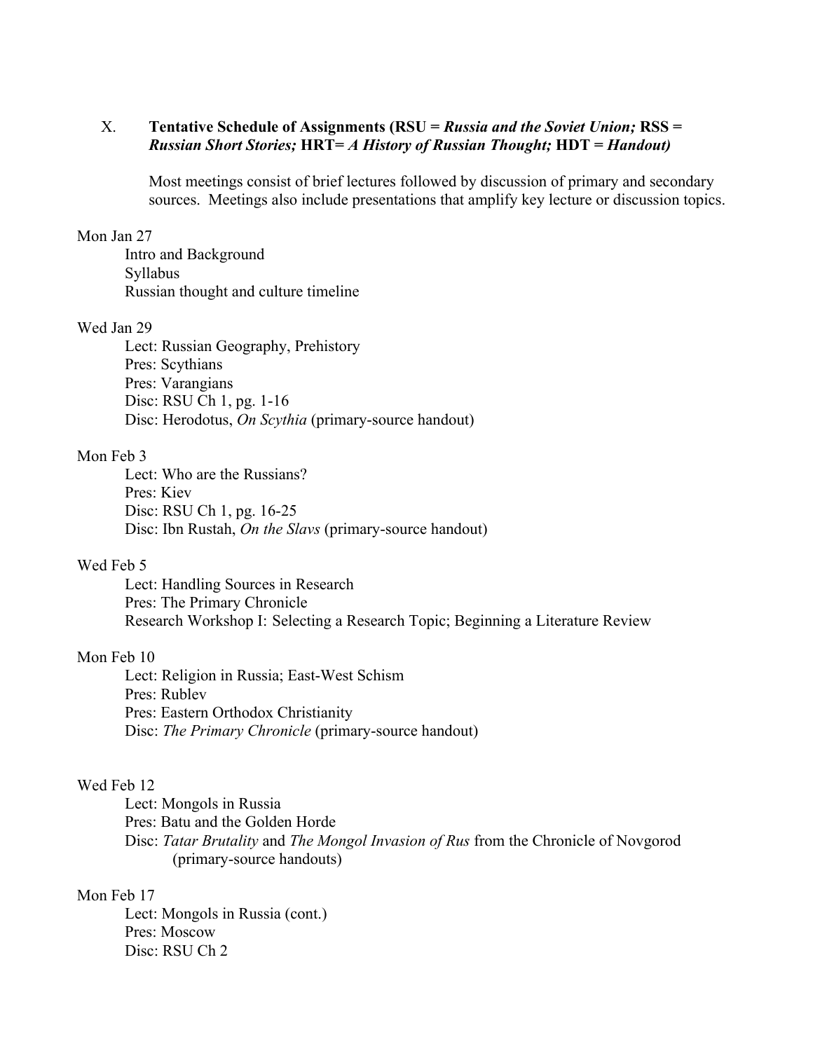## X. Tentative Schedule of Assignments (RSU = *Russia and the Soviet Union;* RSS = *Russian Short Stories;* HRT= *A History of Russian Thought;* HDT = *Handout)*

Most meetings consist of brief lectures followed by discussion of primary and secondary sources. Meetings also include presentations that amplify key lecture or discussion topics.

Mon Jan 27

- Intro and Background
- Syllabus
- Russian thought and culture timeline

Wed Jan 29

- Lect: Russian Geography, Prehistory
- Pres: Scythians
- Pres: Varangians
- Disc: RSU Ch 1, pg. 1-16
- Disc: Herodotus, *On Scythia* (primary-source handout)

Mon Feb 3

- Lect: Who are the Russians?
- Pres: Kiev
- Disc: RSU Ch 1, pg. 16-25
- Disc: Ibn Rustah, *On the Slavs* (primary-source handout)

Wed Feb 5

- Lect: Handling Sources in Research
- Pres: The Primary Chronicle
- Research Workshop I: Selecting a Research Topic; Beginning a Literature Review

Mon Feb 10

- Lect: Religion in Russia; East-West Schism
- Pres: Rublev
- Pres: Eastern Orthodox Christianity
- Disc: *The Primary Chronicle* (primary-source handout)

Wed Feb 12

- Lect: Mongols in Russia
- Pres: Batu and the Golden Horde
- Disc: *Tatar Brutality* and *The Mongol Invasion of Rus* from the Chronicle of Novgorod (primary-source handouts)

Mon Feb 17

- Lect: Mongols in Russia (cont.)
- Pres: Moscow
- Disc: RSU Ch 2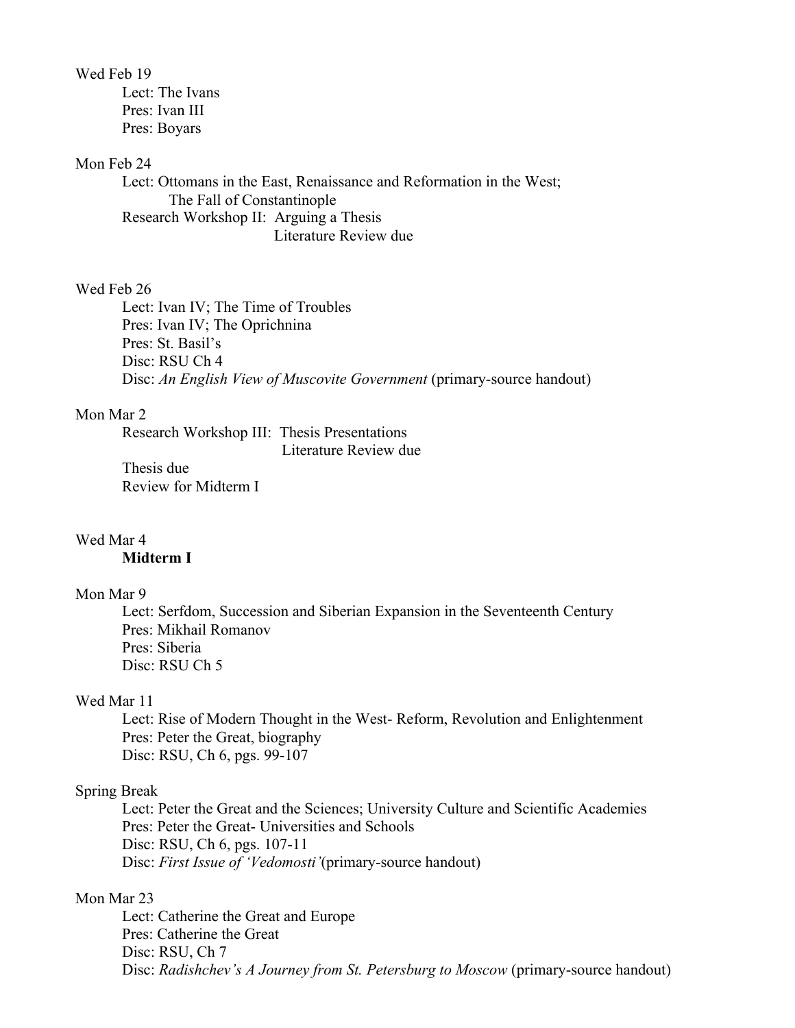Wed Feb 19

- Lect: The Ivans
- Pres: Ivan III
- Pres: Boyars

Mon Feb 24

- Lect: Ottomans in the East, Renaissance and Reformation in the West; The Fall of Constantinople
- Research Workshop II: Arguing a Thesis
  - Literature Review due

Wed Feb 26

- Lect: Ivan IV; The Time of Troubles
- Pres: Ivan IV; The Oprichnina
- Pres: St. Basil's
- Disc: RSU Ch 4
- Disc: *An English View of Muscovite Government* (primary-source handout)

Mon Mar 2

- Research Workshop III: Thesis Presentations
  - Literature Review due
- Thesis due
- Review for Midterm I

Wed Mar 4

- **Midterm I**

Mon Mar 9

- Lect: Serfdom, Succession and Siberian Expansion in the Seventeenth Century
- Pres: Mikhail Romanov
- Pres: Siberia
- Disc: RSU Ch 5

Wed Mar 11

- Lect: Rise of Modern Thought in the West- Reform, Revolution and Enlightenment
- Pres: Peter the Great, biography
- Disc: RSU, Ch 6, pgs. 99-107

Spring Break

- Lect: Peter the Great and the Sciences; University Culture and Scientific Academies
- Pres: Peter the Great- Universities and Schools
- Disc: RSU, Ch 6, pgs. 107-11
- Disc: *First Issue of 'Vedomosti'* (primary-source handout)

Mon Mar 23

- Lect: Catherine the Great and Europe
- Pres: Catherine the Great
- Disc: RSU, Ch 7
- Disc: *Radishchev's A Journey from St. Petersburg to Moscow* (primary-source handout)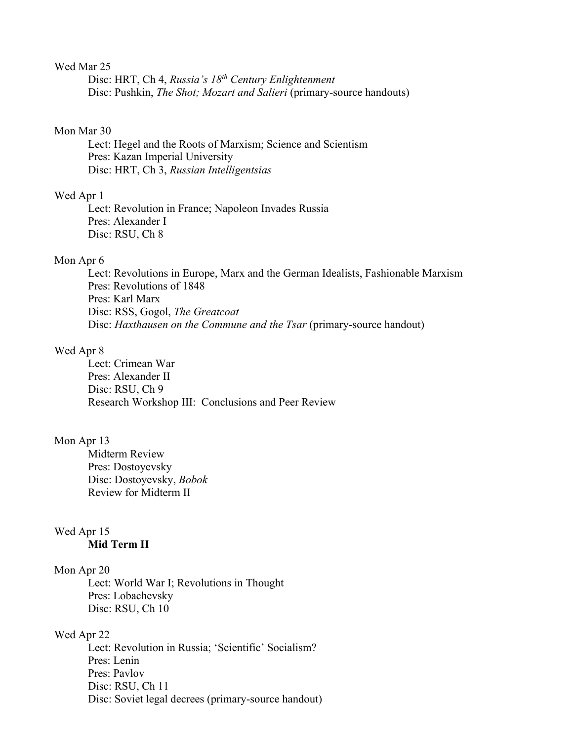Wed Mar 25

Disc: HRT, Ch 4, *Russia's 18th Century Enlightenment*
Disc: Pushkin, *The Shot; Mozart and Salieri* (primary-source handouts)

Mon Mar 30

Lect: Hegel and the Roots of Marxism; Science and Scientism
Pres: Kazan Imperial University
Disc: HRT, Ch 3, *Russian Intelligentsias*

Wed Apr 1

Lect: Revolution in France; Napoleon Invades Russia
Pres: Alexander I
Disc: RSU, Ch 8

Mon Apr 6

Lect: Revolutions in Europe, Marx and the German Idealists, Fashionable Marxism
Pres: Revolutions of 1848
Pres: Karl Marx
Disc: RSS, Gogol, *The Greatcoat*
Disc: *Haxthausen on the Commune and the Tsar* (primary-source handout)

Wed Apr 8

Lect: Crimean War
Pres: Alexander II
Disc: RSU, Ch 9
Research Workshop III: Conclusions and Peer Review

Mon Apr 13

Midterm Review
Pres: Dostoyevsky
Disc: Dostoyevsky, *Bobok*
Review for Midterm II

Wed Apr 15

**Mid Term II**

Mon Apr 20

Lect: World War I; Revolutions in Thought
Pres: Lobachevsky
Disc: RSU, Ch 10

Wed Apr 22

Lect: Revolution in Russia; 'Scientific' Socialism?
Pres: Lenin
Pres: Pavlov
Disc: RSU, Ch 11
Disc: Soviet legal decrees (primary-source handout)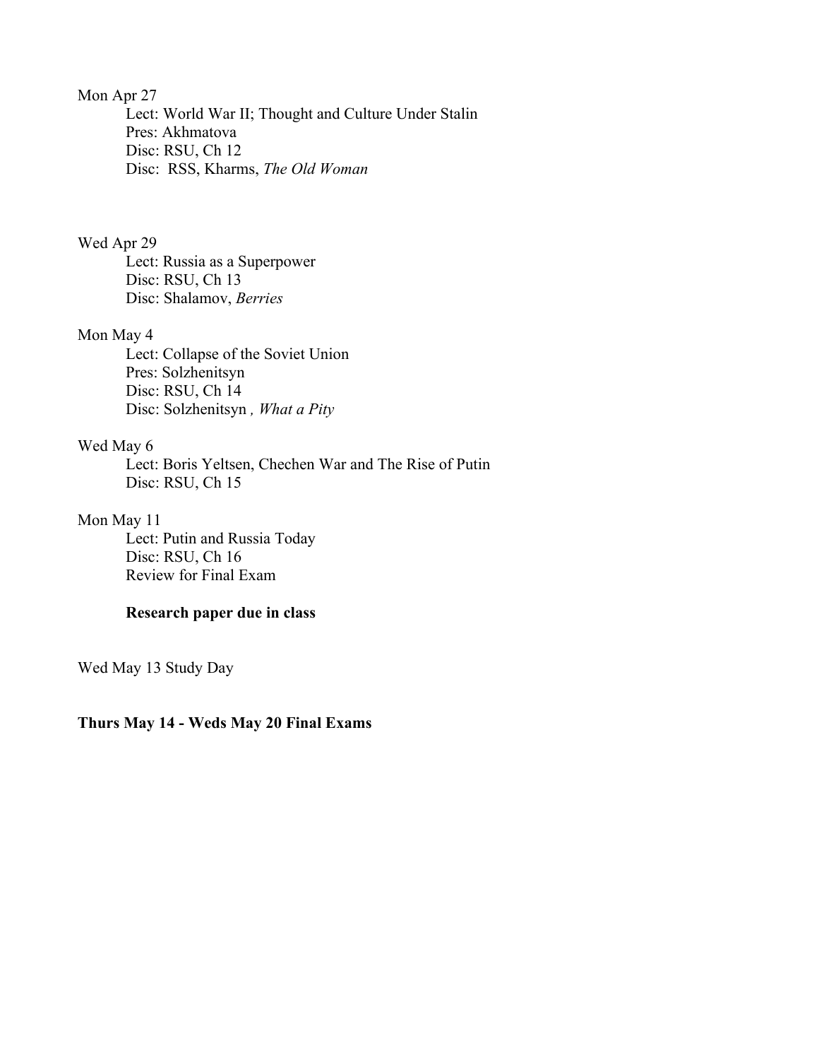Mon Apr 27

Lect: World War II; Thought and Culture Under Stalin
Pres: Akhmatova
Disc: RSU, Ch 12
Disc: RSS, Kharms, *The Old Woman*

Wed Apr 29

Lect: Russia as a Superpower
Disc: RSU, Ch 13
Disc: Shalamov, *Berries*

Mon May 4

Lect: Collapse of the Soviet Union
Pres: Solzhenitsyn
Disc: RSU, Ch 14
Disc: Solzhenitsyn *, What a Pity*

Wed May 6

Lect: Boris Yeltsen, Chechen War and The Rise of Putin
Disc: RSU, Ch 15

Mon May 11

Lect: Putin and Russia Today
Disc: RSU, Ch 16
Review for Final Exam

**Research paper due in class**

Wed May 13 Study Day

**Thurs May 14 - Weds May 20 Final Exams**